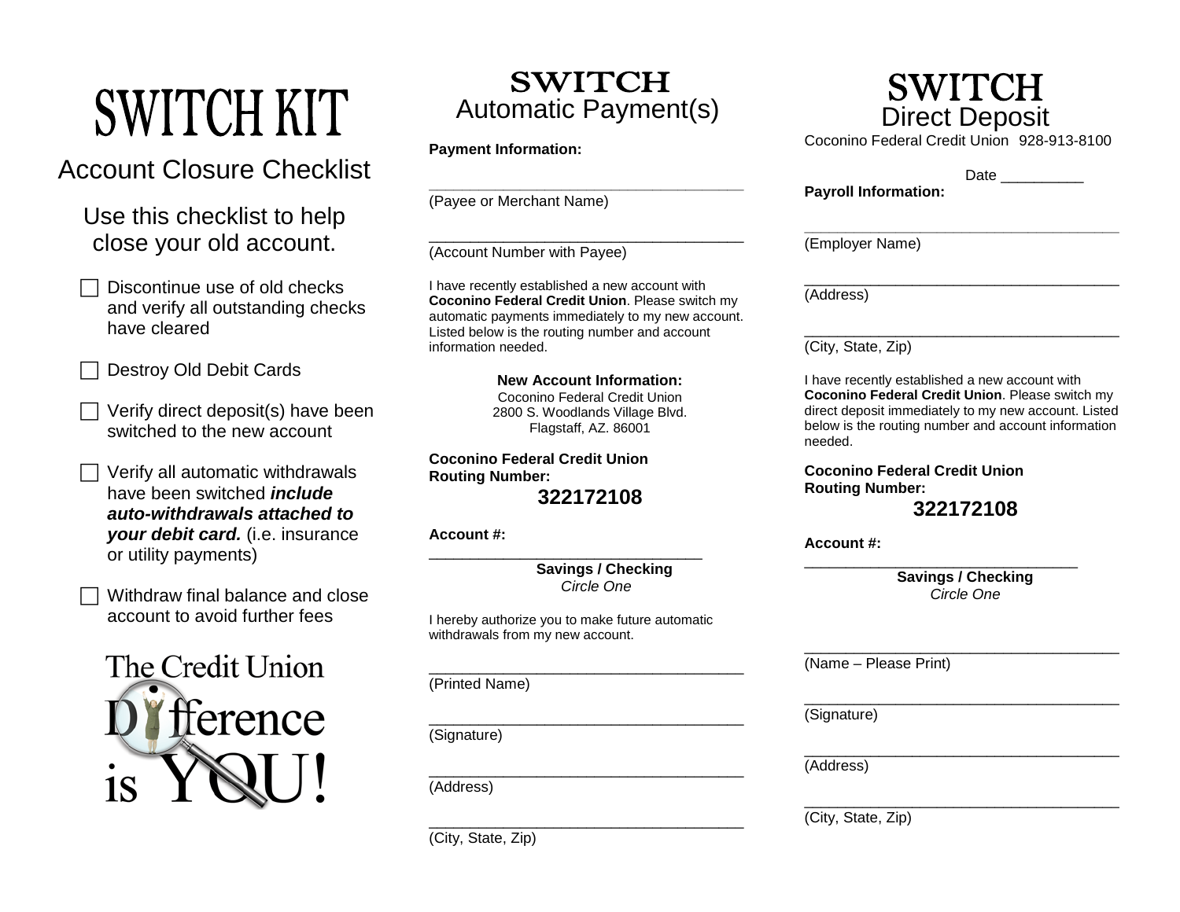# SWITCH KIT

## Account Closure Checklist

Use this checklist to help close your old account.

- ☐ Discontinue use of old checks and verify all outstanding checks have cleared
- ☐ Destroy Old Debit Cards
- ☐ Verify direct deposit(s) have been switched to the new account
- ☐ Verify all automatic withdrawals have been switched ***include auto-withdrawals attached to your debit card.*** (i.e. insurance or utility payments)
- ☐ Withdraw final balance and close account to avoid further fees

The Credit Union Difference is YOU!

# SWITCH
## Automatic Payment(s)

**Payment Information:**

_______________________________________
(Payee or Merchant Name)

_______________________________________
(Account Number with Payee)

I have recently established a new account with **Coconino Federal Credit Union**. Please switch my automatic payments immediately to my new account. Listed below is the routing number and account information needed.

**New Account Information:**
Coconino Federal Credit Union
2800 S. Woodlands Village Blvd.
Flagstaff, AZ. 86001

**Coconino Federal Credit Union Routing Number:**
**322172108**

**Account #:**
__________________________________
**Savings / Checking**
*Circle One*

I hereby authorize you to make future automatic withdrawals from my new account.

_______________________________________
(Printed Name)

_______________________________________
(Signature)

_______________________________________
(Address)

_______________________________________
(City, State, Zip)

# SWITCH
## Direct Deposit

Coconino Federal Credit Union 928-913-8100

Date __________

**Payroll Information:**

_______________________________________
(Employer Name)

_______________________________________
(Address)

_______________________________________
(City, State, Zip)

I have recently established a new account with **Coconino Federal Credit Union**. Please switch my direct deposit immediately to my new account. Listed below is the routing number and account information needed.

**Coconino Federal Credit Union Routing Number:**
**322172108**

**Account #:**
__________________________________
**Savings / Checking**
*Circle One*

_______________________________________
(Name – Please Print)

_______________________________________
(Signature)

_______________________________________
(Address)

_______________________________________
(City, State, Zip)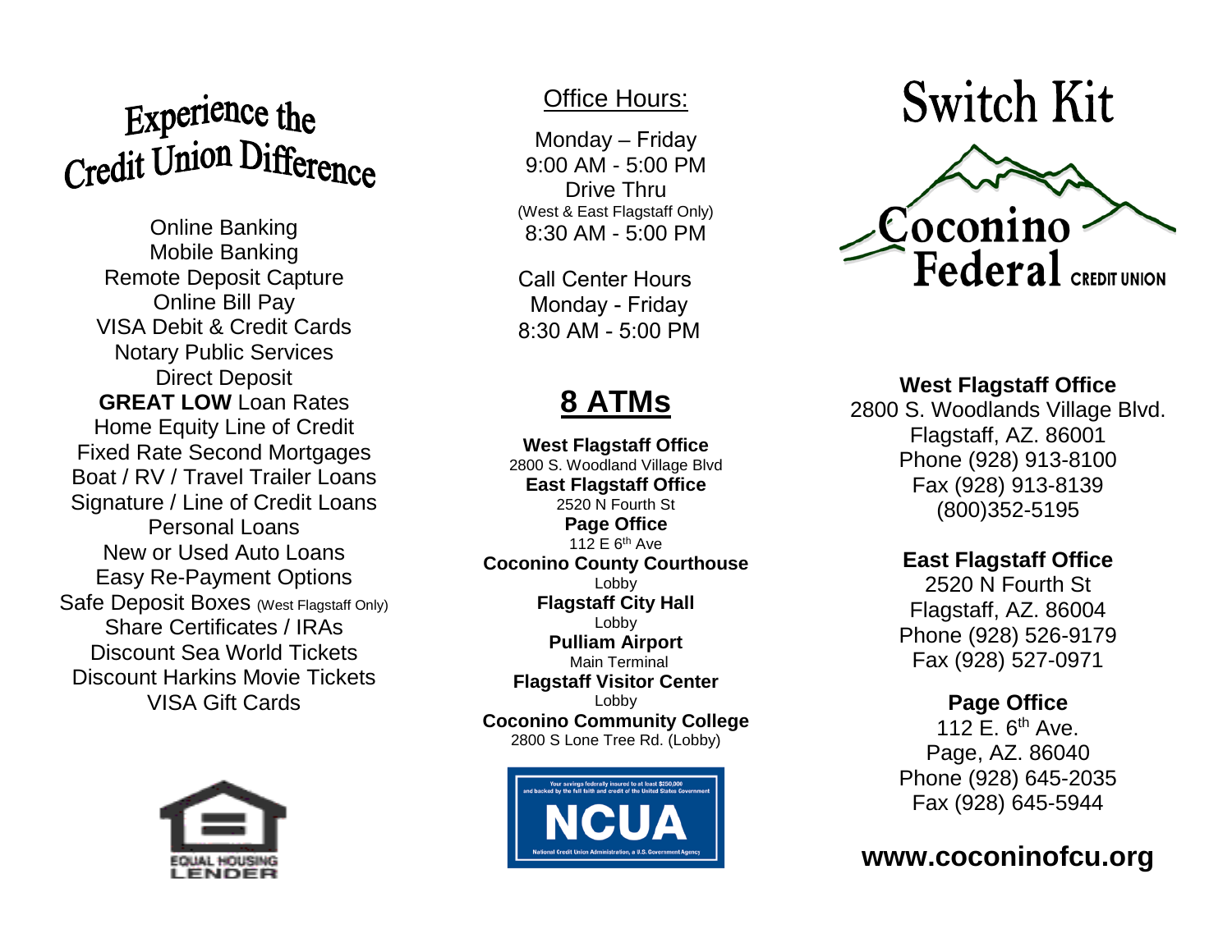# Experience the Credit Union Difference

Online Banking
Mobile Banking
Remote Deposit Capture
Online Bill Pay
VISA Debit & Credit Cards
Notary Public Services
Direct Deposit
**GREAT LOW** Loan Rates
Home Equity Line of Credit
Fixed Rate Second Mortgages
Boat / RV / Travel Trailer Loans
Signature / Line of Credit Loans
Personal Loans
New or Used Auto Loans
Easy Re-Payment Options
Safe Deposit Boxes (West Flagstaff Only)
Share Certificates / IRAs
Discount Sea World Tickets
Discount Harkins Movie Tickets
VISA Gift Cards

EQUAL HOUSING LENDER

## Office Hours:

Monday – Friday
9:00 AM - 5:00 PM
Drive Thru
(West & East Flagstaff Only)
8:30 AM - 5:00 PM

Call Center Hours
Monday - Friday
8:30 AM - 5:00 PM

## 8 ATMs

**West Flagstaff Office**
2800 S. Woodland Village Blvd
**East Flagstaff Office**
2520 N Fourth St
**Page Office**
112 E 6th Ave
**Coconino County Courthouse**
Lobby
**Flagstaff City Hall**
Lobby
**Pulliam Airport**
Main Terminal
**Flagstaff Visitor Center**
Lobby
**Coconino Community College**
2800 S Lone Tree Rd. (Lobby)

Your savings federally insured to at least $250,000 and backed by the full faith and credit of the United States Government
NCUA
National Credit Union Administration, a U.S. Government Agency

# Switch Kit

Coconino Federal CREDIT UNION

**West Flagstaff Office**
2800 S. Woodlands Village Blvd.
Flagstaff, AZ. 86001
Phone (928) 913-8100
Fax (928) 913-8139
(800)352-5195

**East Flagstaff Office**
2520 N Fourth St
Flagstaff, AZ. 86004
Phone (928) 526-9179
Fax (928) 527-0971

**Page Office**
112 E. 6th Ave.
Page, AZ. 86040
Phone (928) 645-2035
Fax (928) 645-5944

**www.coconinofcu.org**